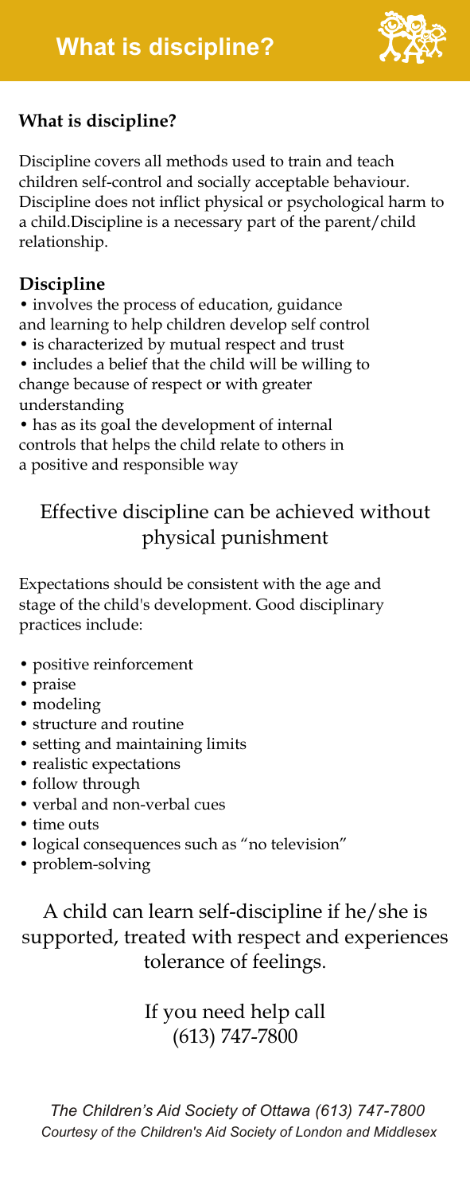# What is discipline?

## What is discipline?

Discipline covers all methods used to train and teach children self-control and socially acceptable behaviour. Discipline does not inflict physical or psychological harm to a child.Discipline is a necessary part of the parent/child relationship.

## Discipline

- involves the process of education, guidance and learning to help children develop self control
- is characterized by mutual respect and trust
- includes a belief that the child will be willing to change because of respect or with greater understanding
- has as its goal the development of internal controls that helps the child relate to others in a positive and responsible way

Effective discipline can be achieved without physical punishment

Expectations should be consistent with the age and stage of the child's development. Good disciplinary practices include:

- positive reinforcement
- praise
- modeling
- structure and routine
- setting and maintaining limits
- realistic expectations
- follow through
- verbal and non-verbal cues
- time outs
- logical consequences such as "no television"
- problem-solving

A child can learn self-discipline if he/she is supported, treated with respect and experiences tolerance of feelings.

If you need help call
(613) 747-7800

*The Children's Aid Society of Ottawa (613) 747-7800*
*Courtesy of the Children's Aid Society of London and Middlesex*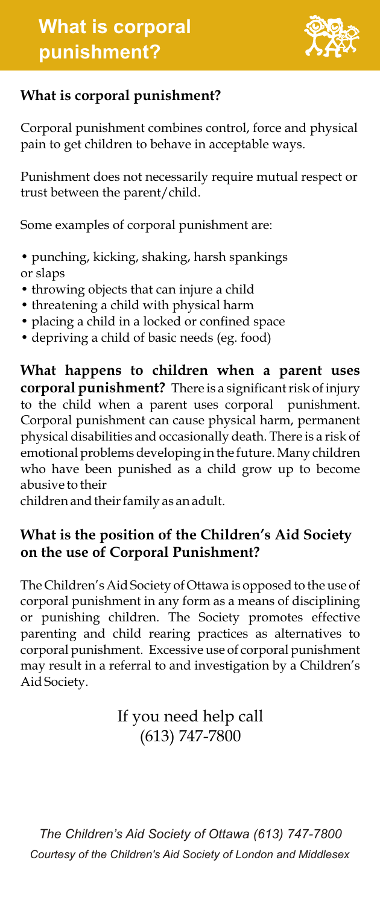# What is corporal punishment?

## What is corporal punishment?

Corporal punishment combines control, force and physical pain to get children to behave in acceptable ways.

Punishment does not necessarily require mutual respect or trust between the parent/child.

Some examples of corporal punishment are:

- punching, kicking, shaking, harsh spankings or slaps
- throwing objects that can injure a child
- threatening a child with physical harm
- placing a child in a locked or confined space
- depriving a child of basic needs (eg. food)

**What happens to children when a parent uses corporal punishment?** There is a significant risk of injury to the child when a parent uses corporal punishment. Corporal punishment can cause physical harm, permanent physical disabilities and occasionally death. There is a risk of emotional problems developing in the future. Many children who have been punished as a child grow up to become abusive to their children and their family as an adult.

## What is the position of the Children's Aid Society on the use of Corporal Punishment?

The Children's Aid Society of Ottawa is opposed to the use of corporal punishment in any form as a means of disciplining or punishing children. The Society promotes effective parenting and child rearing practices as alternatives to corporal punishment. Excessive use of corporal punishment may result in a referral to and investigation by a Children's Aid Society.

If you need help call
(613) 747-7800

*The Children's Aid Society of Ottawa (613) 747-7800*
*Courtesy of the Children's Aid Society of London and Middlesex*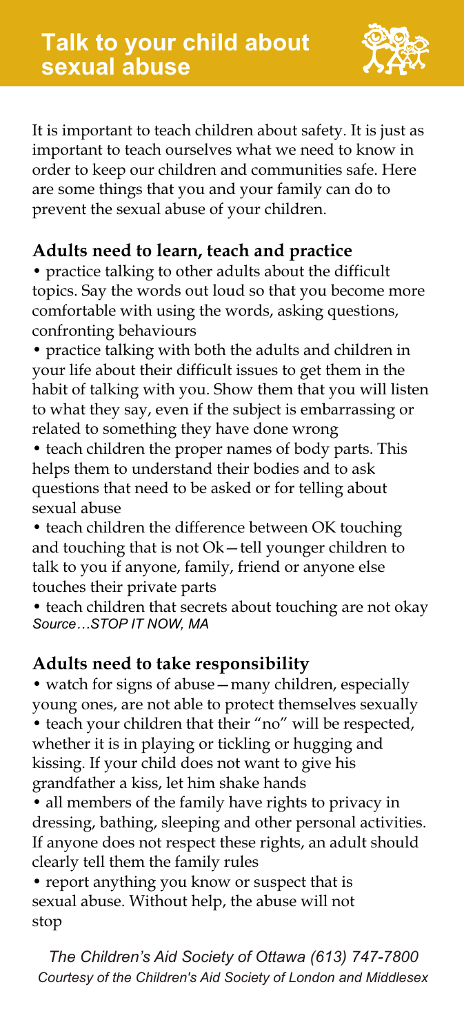# Talk to your child about sexual abuse

It is important to teach children about safety. It is just as important to teach ourselves what we need to know in order to keep our children and communities safe. Here are some things that you and your family can do to prevent the sexual abuse of your children.

## Adults need to learn, teach and practice

- practice talking to other adults about the difficult topics. Say the words out loud so that you become more comfortable with using the words, asking questions, confronting behaviours
- practice talking with both the adults and children in your life about their difficult issues to get them in the habit of talking with you. Show them that you will listen to what they say, even if the subject is embarrassing or related to something they have done wrong
- teach children the proper names of body parts. This helps them to understand their bodies and to ask questions that need to be asked or for telling about sexual abuse
- teach children the difference between OK touching and touching that is not Ok—tell younger children to talk to you if anyone, family, friend or anyone else touches their private parts
- teach children that secrets about touching are not okay

*Source…STOP IT NOW, MA*

## Adults need to take responsibility

- watch for signs of abuse—many children, especially young ones, are not able to protect themselves sexually
- teach your children that their "no" will be respected, whether it is in playing or tickling or hugging and kissing. If your child does not want to give his grandfather a kiss, let him shake hands
- all members of the family have rights to privacy in dressing, bathing, sleeping and other personal activities. If anyone does not respect these rights, an adult should clearly tell them the family rules
- report anything you know or suspect that is sexual abuse. Without help, the abuse will not stop

*The Children's Aid Society of Ottawa (613) 747-7800*

*Courtesy of the Children's Aid Society of London and Middlesex*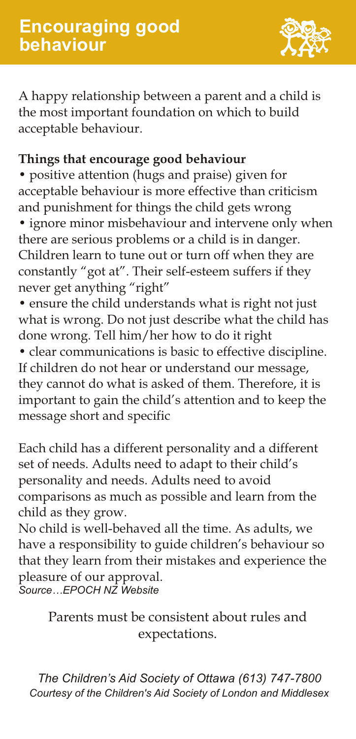# Encouraging good behaviour

A happy relationship between a parent and a child is the most important foundation on which to build acceptable behaviour.

**Things that encourage good behaviour**

- positive attention (hugs and praise) given for acceptable behaviour is more effective than criticism and punishment for things the child gets wrong
- ignore minor misbehaviour and intervene only when there are serious problems or a child is in danger. Children learn to tune out or turn off when they are constantly "got at". Their self-esteem suffers if they never get anything "right"
- ensure the child understands what is right not just what is wrong. Do not just describe what the child has done wrong. Tell him/her how to do it right
- clear communications is basic to effective discipline. If children do not hear or understand our message, they cannot do what is asked of them. Therefore, it is important to gain the child's attention and to keep the message short and specific

Each child has a different personality and a different set of needs. Adults need to adapt to their child's personality and needs. Adults need to avoid comparisons as much as possible and learn from the child as they grow.

No child is well-behaved all the time. As adults, we have a responsibility to guide children's behaviour so that they learn from their mistakes and experience the pleasure of our approval.

*Source…EPOCH NZ Website*

Parents must be consistent about rules and expectations.

*The Children's Aid Society of Ottawa (613) 747-7800*
*Courtesy of the Children's Aid Society of London and Middlesex*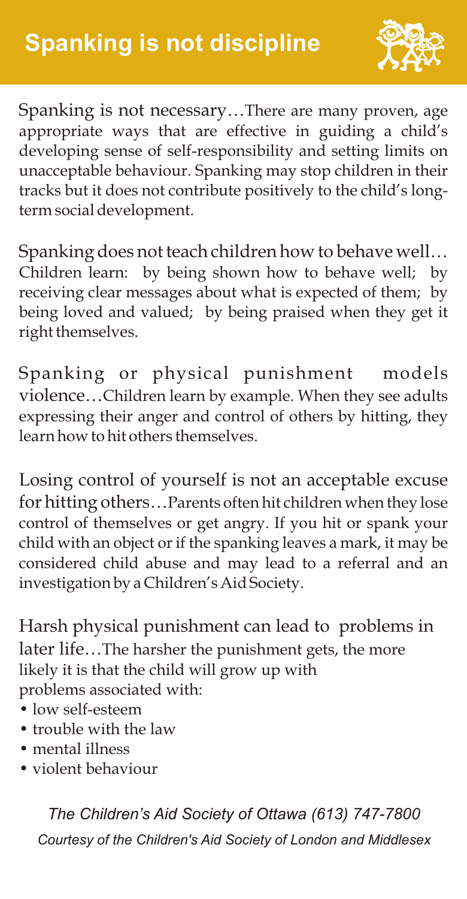# Spanking is not discipline

Spanking is not necessary…There are many proven, age appropriate ways that are effective in guiding a child's developing sense of self-responsibility and setting limits on unacceptable behaviour. Spanking may stop children in their tracks but it does not contribute positively to the child's long-term social development.

Spanking does not teach children how to behave well… Children learn: by being shown how to behave well; by receiving clear messages about what is expected of them; by being loved and valued; by being praised when they get it right themselves.

Spanking or physical punishment models violence…Children learn by example. When they see adults expressing their anger and control of others by hitting, they learn how to hit others themselves.

Losing control of yourself is not an acceptable excuse for hitting others…Parents often hit children when they lose control of themselves or get angry. If you hit or spank your child with an object or if the spanking leaves a mark, it may be considered child abuse and may lead to a referral and an investigation by a Children's Aid Society.

Harsh physical punishment can lead to problems in later life…The harsher the punishment gets, the more likely it is that the child will grow up with problems associated with:

- low self-esteem
- trouble with the law
- mental illness
- violent behaviour

*The Children's Aid Society of Ottawa (613) 747-7800*

*Courtesy of the Children's Aid Society of London and Middlesex*